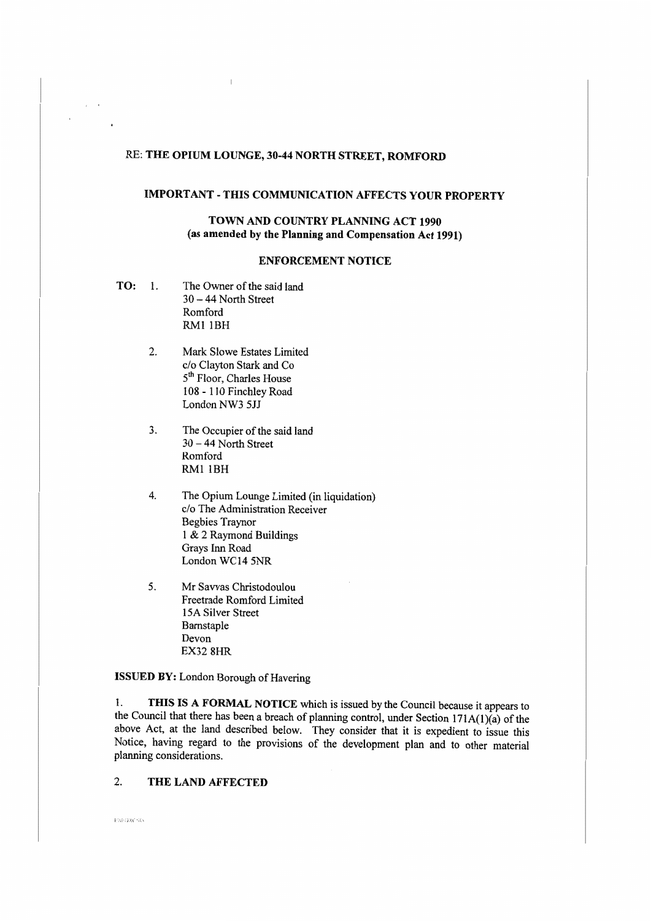RE: **THE OPIUM LOUNGE, 30-44 NORTH STREET, ROMFORD**

**IMPORTANT - THIS COMMUNICATION AFFECTS YOUR PROPERTY**

**TOWN AND COUNTRY PLANNING ACT 1990**
**(as amended by the Planning and Compensation Act 1991)**

**ENFORCEMENT NOTICE**

**TO:**

1. The Owner of the said land
   30 – 44 North Street
   Romford
   RM1 1BH

2. Mark Slowe Estates Limited
   c/o Clayton Stark and Co
   5th Floor, Charles House
   108 - 110 Finchley Road
   London NW3 5JJ

3. The Occupier of the said land
   30 – 44 North Street
   Romford
   RM1 1BH

4. The Opium Lounge Limited (in liquidation)
   c/o The Administration Receiver
   Begbies Traynor
   1 & 2 Raymond Buildings
   Grays Inn Road
   London WC14 5NR

5. Mr Savvas Christodoulou
   Freetrade Romford Limited
   15A Silver Street
   Barnstaple
   Devon
   EX32 8HR

**ISSUED BY:** London Borough of Havering

1. **THIS IS A FORMAL NOTICE** which is issued by the Council because it appears to the Council that there has been a breach of planning control, under Section 171A(1)(a) of the above Act, at the land described below. They consider that it is expedient to issue this Notice, having regard to the provisions of the development plan and to other material planning considerations.

2. **THE LAND AFFECTED**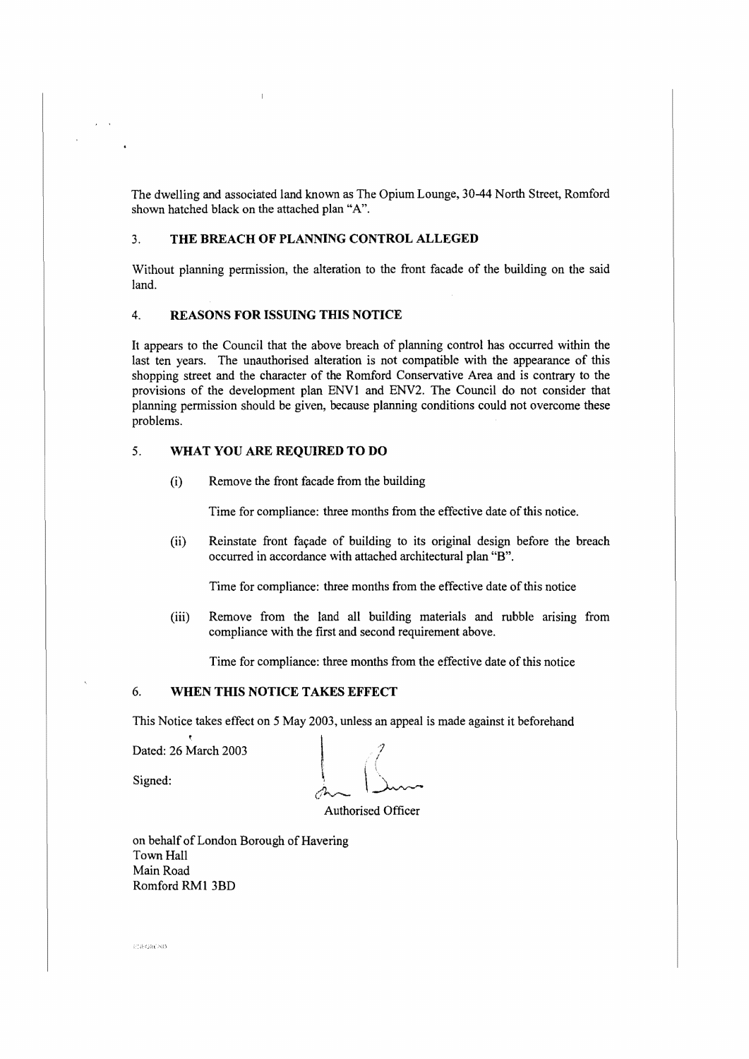The dwelling and associated land known as The Opium Lounge, 30-44 North Street, Romford shown hatched black on the attached plan "A".

## 3. THE BREACH OF PLANNING CONTROL ALLEGED

Without planning permission, the alteration to the front facade of the building on the said land.

## 4. REASONS FOR ISSUING THIS NOTICE

It appears to the Council that the above breach of planning control has occurred within the last ten years. The unauthorised alteration is not compatible with the appearance of this shopping street and the character of the Romford Conservative Area and is contrary to the provisions of the development plan ENV1 and ENV2. The Council do not consider that planning permission should be given, because planning conditions could not overcome these problems.

## 5. WHAT YOU ARE REQUIRED TO DO

(i) Remove the front facade from the building

Time for compliance: three months from the effective date of this notice.

(ii) Reinstate front façade of building to its original design before the breach occurred in accordance with attached architectural plan "B".

Time for compliance: three months from the effective date of this notice

(iii) Remove from the land all building materials and rubble arising from compliance with the first and second requirement above.

Time for compliance: three months from the effective date of this notice

## 6. WHEN THIS NOTICE TAKES EFFECT

This Notice takes effect on 5 May 2003, unless an appeal is made against it beforehand

Dated: 26 March 2003

Signed:

Authorised Officer

on behalf of London Borough of Havering
Town Hall
Main Road
Romford RM1 3BD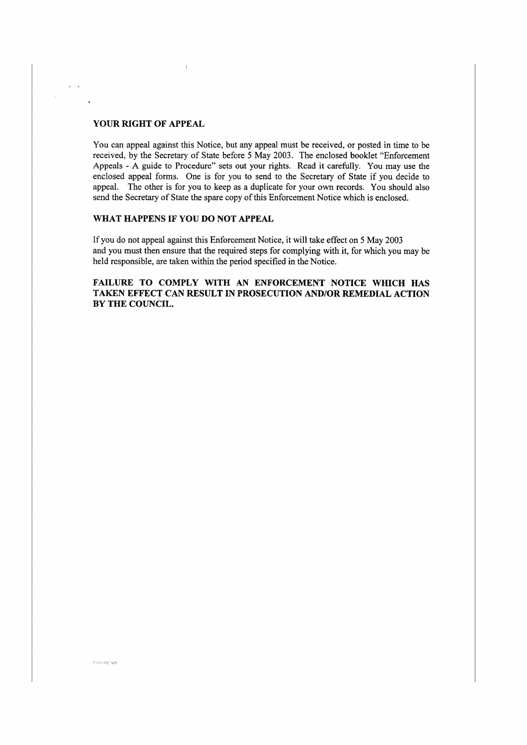## YOUR RIGHT OF APPEAL

You can appeal against this Notice, but any appeal must be received, or posted in time to be received, by the Secretary of State before 5 May 2003. The enclosed booklet "Enforcement Appeals - A guide to Procedure" sets out your rights. Read it carefully. You may use the enclosed appeal forms. One is for you to send to the Secretary of State if you decide to appeal. The other is for you to keep as a duplicate for your own records. You should also send the Secretary of State the spare copy of this Enforcement Notice which is enclosed.

## WHAT HAPPENS IF YOU DO NOT APPEAL

If you do not appeal against this Enforcement Notice, it will take effect on 5 May 2003 and you must then ensure that the required steps for complying with it, for which you may be held responsible, are taken within the period specified in the Notice.

**FAILURE TO COMPLY WITH AN ENFORCEMENT NOTICE WHICH HAS TAKEN EFFECT CAN RESULT IN PROSECUTION AND/OR REMEDIAL ACTION BY THE COUNCIL.**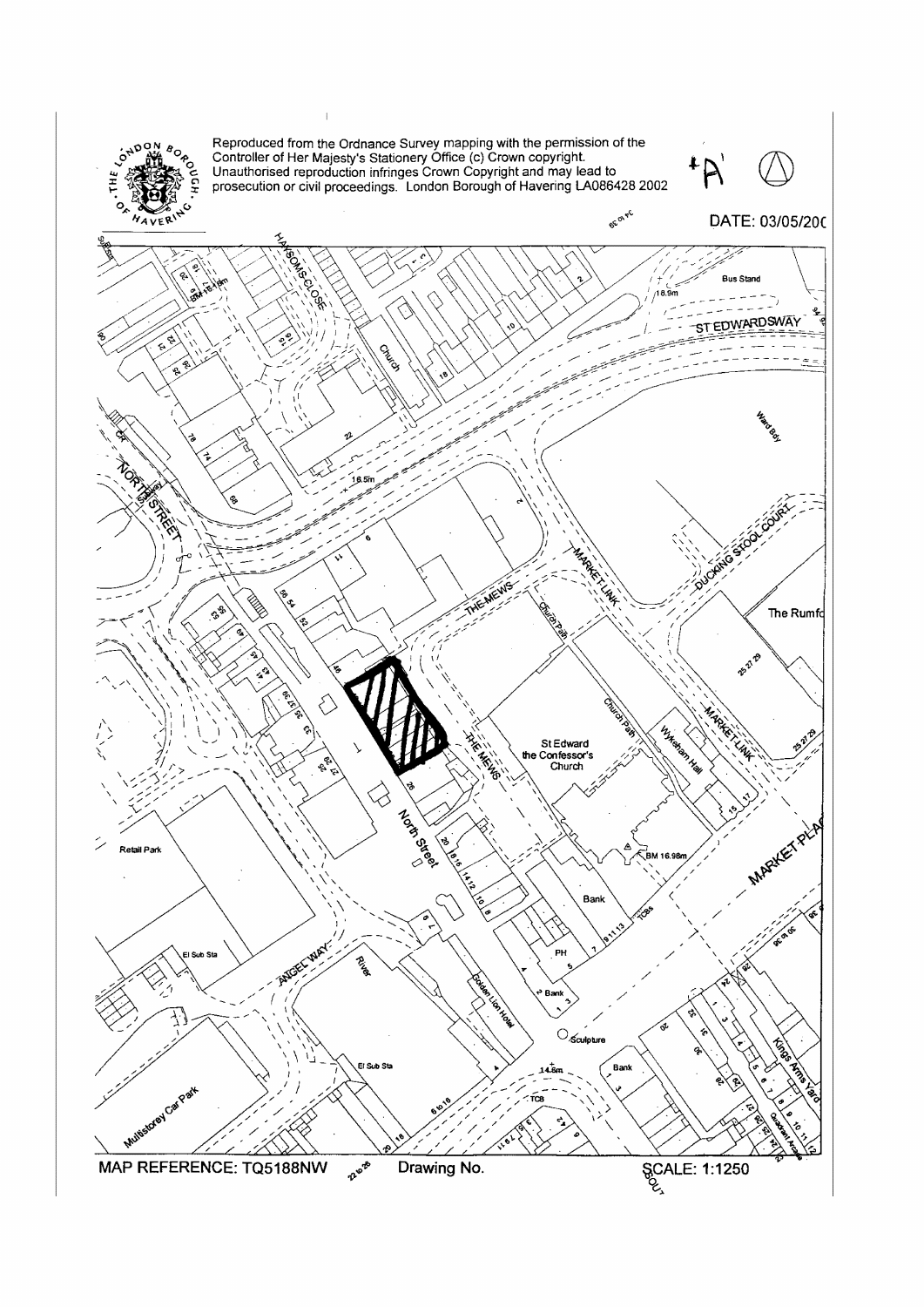Reproduced from the Ordnance Survey mapping with the permission of the Controller of Her Majesty's Stationery Office (c) Crown copyright. Unauthorised reproduction infringes Crown Copyright and may lead to prosecution or civil proceedings. London Borough of Havering LA086428 2002

'A'

DATE: 03/05/200

MAP REFERENCE: TQ5188NW

Drawing No.

SCALE: 1:1250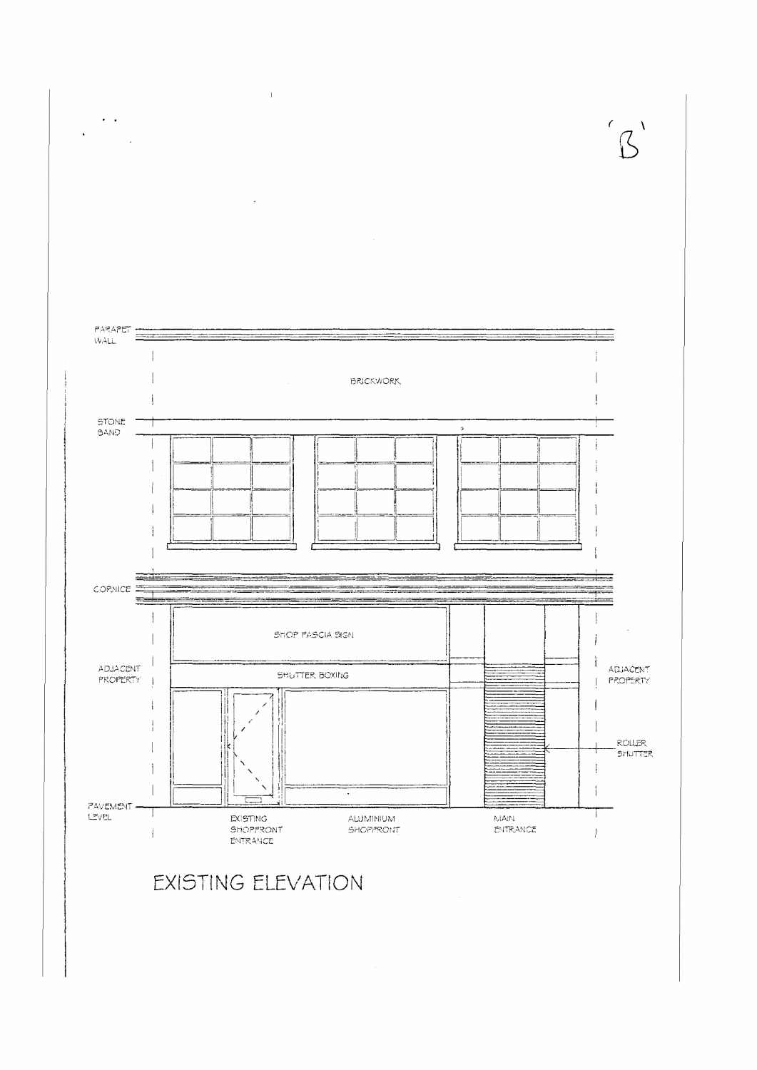'B'

PARAPET WALL

BRICKWORK

STONE BAND

CORNICE

SHOP FASCIA SIGN

ADJACENT PROPERTY

SHUTTER BOXING

ADJACENT PROPERTY

ROLLER SHUTTER

PAVEMENT LEVEL

EXISTING SHOPFRONT ENTRANCE

ALUMINIUM SHOPFRONT

MAIN ENTRANCE

# EXISTING ELEVATION